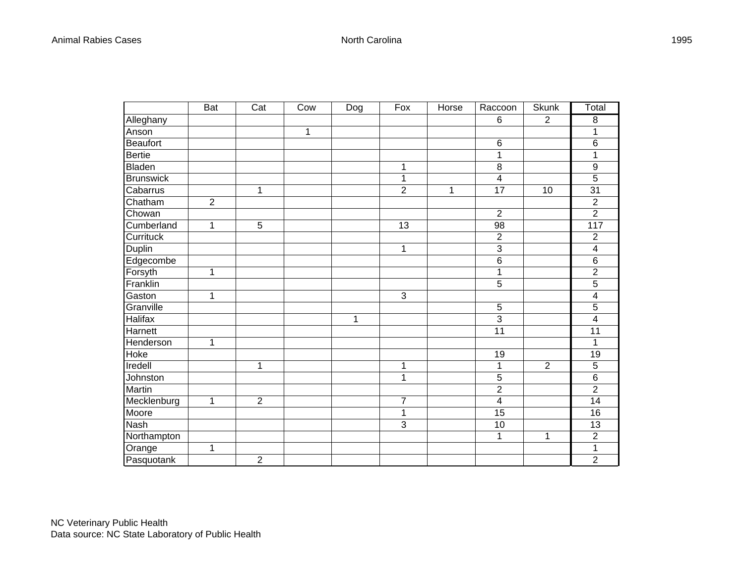Animal Rabies Cases North Carolina 1995

| | Bat | Cat | Cow | Dog | Fox | Horse | Raccoon | Skunk | Total |
|---|---|---|---|---|---|---|---|---|---|
| Alleghany | | | | | | | 6 | 2 | 8 |
| Anson | | | 1 | | | | | | 1 |
| Beaufort | | | | | | | 6 | | 6 |
| Bertie | | | | | | | 1 | | 1 |
| Bladen | | | | | 1 | | 8 | | 9 |
| Brunswick | | | | | 1 | | 4 | | 5 |
| Cabarrus | | 1 | | | 2 | 1 | 17 | 10 | 31 |
| Chatham | 2 | | | | | | | | 2 |
| Chowan | | | | | | | 2 | | 2 |
| Cumberland | 1 | 5 | | | 13 | | 98 | | 117 |
| Currituck | | | | | | | 2 | | 2 |
| Duplin | | | | | 1 | | 3 | | 4 |
| Edgecombe | | | | | | | 6 | | 6 |
| Forsyth | 1 | | | | | | 1 | | 2 |
| Franklin | | | | | | | 5 | | 5 |
| Gaston | 1 | | | | 3 | | | | 4 |
| Granville | | | | | | | 5 | | 5 |
| Halifax | | | | 1 | | | 3 | | 4 |
| Harnett | | | | | | | 11 | | 11 |
| Henderson | 1 | | | | | | | | 1 |
| Hoke | | | | | | | 19 | | 19 |
| Iredell | | 1 | | | 1 | | 1 | 2 | 5 |
| Johnston | | | | | 1 | | 5 | | 6 |
| Martin | | | | | | | 2 | | 2 |
| Mecklenburg | 1 | 2 | | | 7 | | 4 | | 14 |
| Moore | | | | | 1 | | 15 | | 16 |
| Nash | | | | | 3 | | 10 | | 13 |
| Northampton | | | | | | | 1 | 1 | 2 |
| Orange | 1 | | | | | | | | 1 |
| Pasquotank | | 2 | | | | | | | 2 |

NC Veterinary Public Health
Data source: NC State Laboratory of Public Health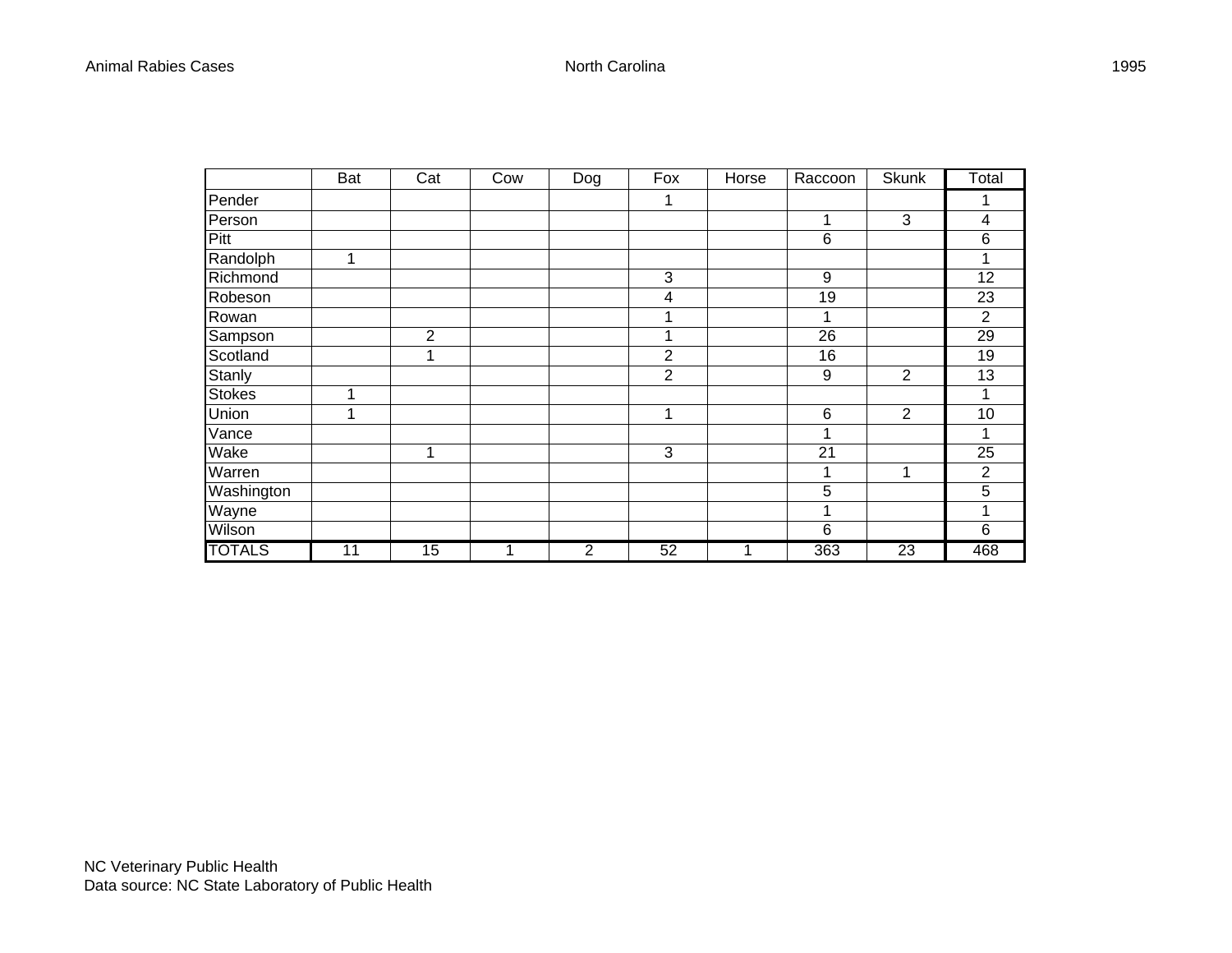| | Bat | Cat | Cow | Dog | Fox | Horse | Raccoon | Skunk | Total |
|---|---|---|---|---|---|---|---|---|---|
| Pender | | | | | 1 | | | | 1 |
| Person | | | | | | | 1 | 3 | 4 |
| Pitt | | | | | | | 6 | | 6 |
| Randolph | 1 | | | | | | | | 1 |
| Richmond | | | | | 3 | | 9 | | 12 |
| Robeson | | | | | 4 | | 19 | | 23 |
| Rowan | | | | | 1 | | 1 | | 2 |
| Sampson | | 2 | | | 1 | | 26 | | 29 |
| Scotland | | 1 | | | 2 | | 16 | | 19 |
| Stanly | | | | | 2 | | 9 | 2 | 13 |
| Stokes | 1 | | | | | | | | 1 |
| Union | 1 | | | | 1 | | 6 | 2 | 10 |
| Vance | | | | | | | 1 | | 1 |
| Wake | | 1 | | | 3 | | 21 | | 25 |
| Warren | | | | | | | 1 | 1 | 2 |
| Washington | | | | | | | 5 | | 5 |
| Wayne | | | | | | | 1 | | 1 |
| Wilson | | | | | | | 6 | | 6 |
| TOTALS | 11 | 15 | 1 | 2 | 52 | 1 | 363 | 23 | 468 |

NC Veterinary Public Health
Data source: NC State Laboratory of Public Health